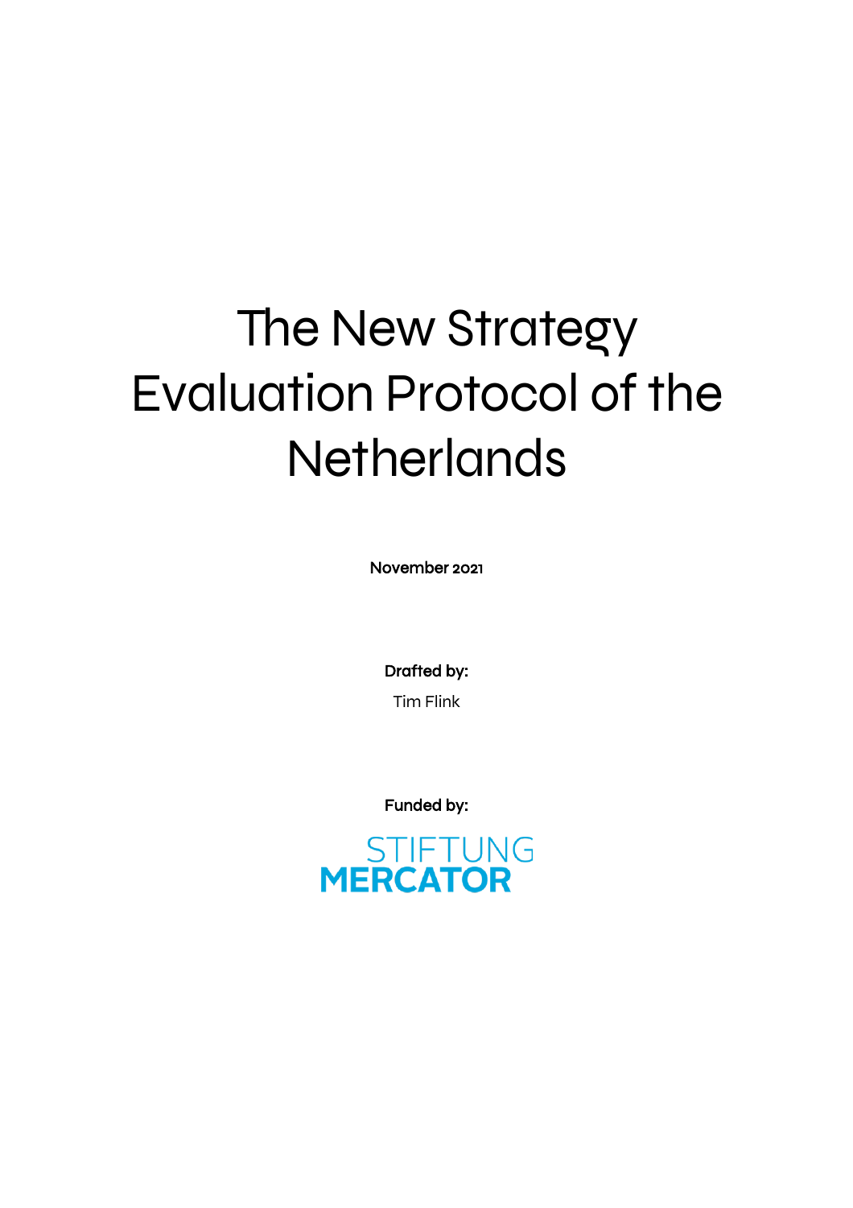# The New Strategy Evaluation Protocol of the Netherlands

**November 2021**

**Drafted by:**

Tim Flink

**Funded by:**

STIFTUNG MERCATOR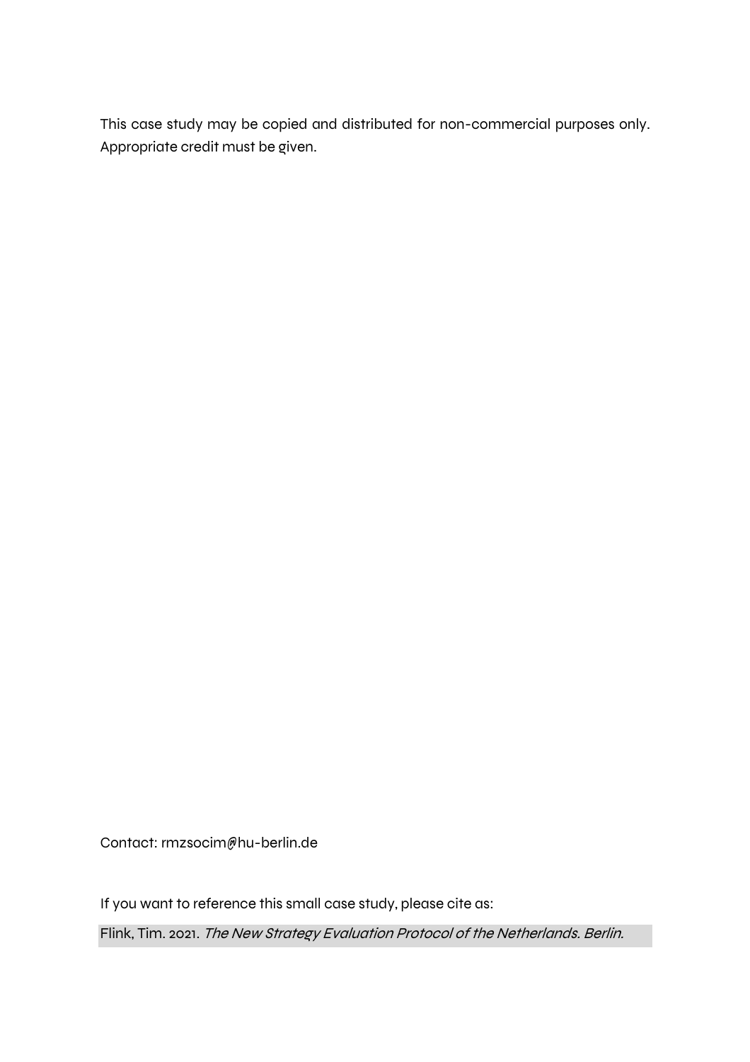This case study may be copied and distributed for non-commercial purposes only. Appropriate credit must be given.

Contact: rmzsocim@hu-berlin.de

If you want to reference this small case study, please cite as:

Flink, Tim. 2021. *The New Strategy Evaluation Protocol of the Netherlands. Berlin.*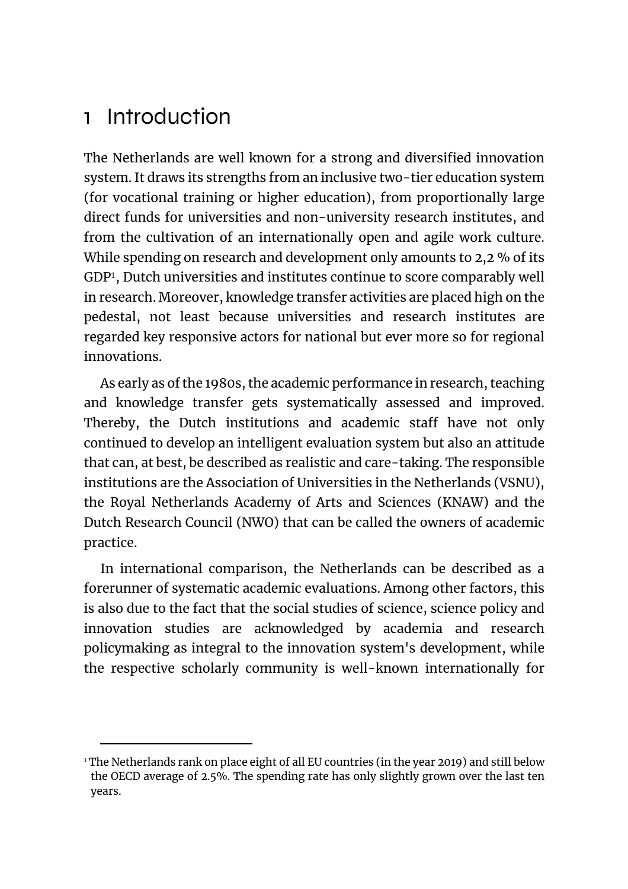# 1 Introduction

The Netherlands are well known for a strong and diversified innovation system. It draws its strengths from an inclusive two-tier education system (for vocational training or higher education), from proportionally large direct funds for universities and non-university research institutes, and from the cultivation of an internationally open and agile work culture. While spending on research and development only amounts to 2,2 % of its GDP[1], Dutch universities and institutes continue to score comparably well in research. Moreover, knowledge transfer activities are placed high on the pedestal, not least because universities and research institutes are regarded key responsive actors for national but ever more so for regional innovations.

As early as of the 1980s, the academic performance in research, teaching and knowledge transfer gets systematically assessed and improved. Thereby, the Dutch institutions and academic staff have not only continued to develop an intelligent evaluation system but also an attitude that can, at best, be described as realistic and care-taking. The responsible institutions are the Association of Universities in the Netherlands (VSNU), the Royal Netherlands Academy of Arts and Sciences (KNAW) and the Dutch Research Council (NWO) that can be called the owners of academic practice.

In international comparison, the Netherlands can be described as a forerunner of systematic academic evaluations. Among other factors, this is also due to the fact that the social studies of science, science policy and innovation studies are acknowledged by academia and research policymaking as integral to the innovation system's development, while the respective scholarly community is well-known internationally for

[1] The Netherlands rank on place eight of all EU countries (in the year 2019) and still below the OECD average of 2.5%. The spending rate has only slightly grown over the last ten years.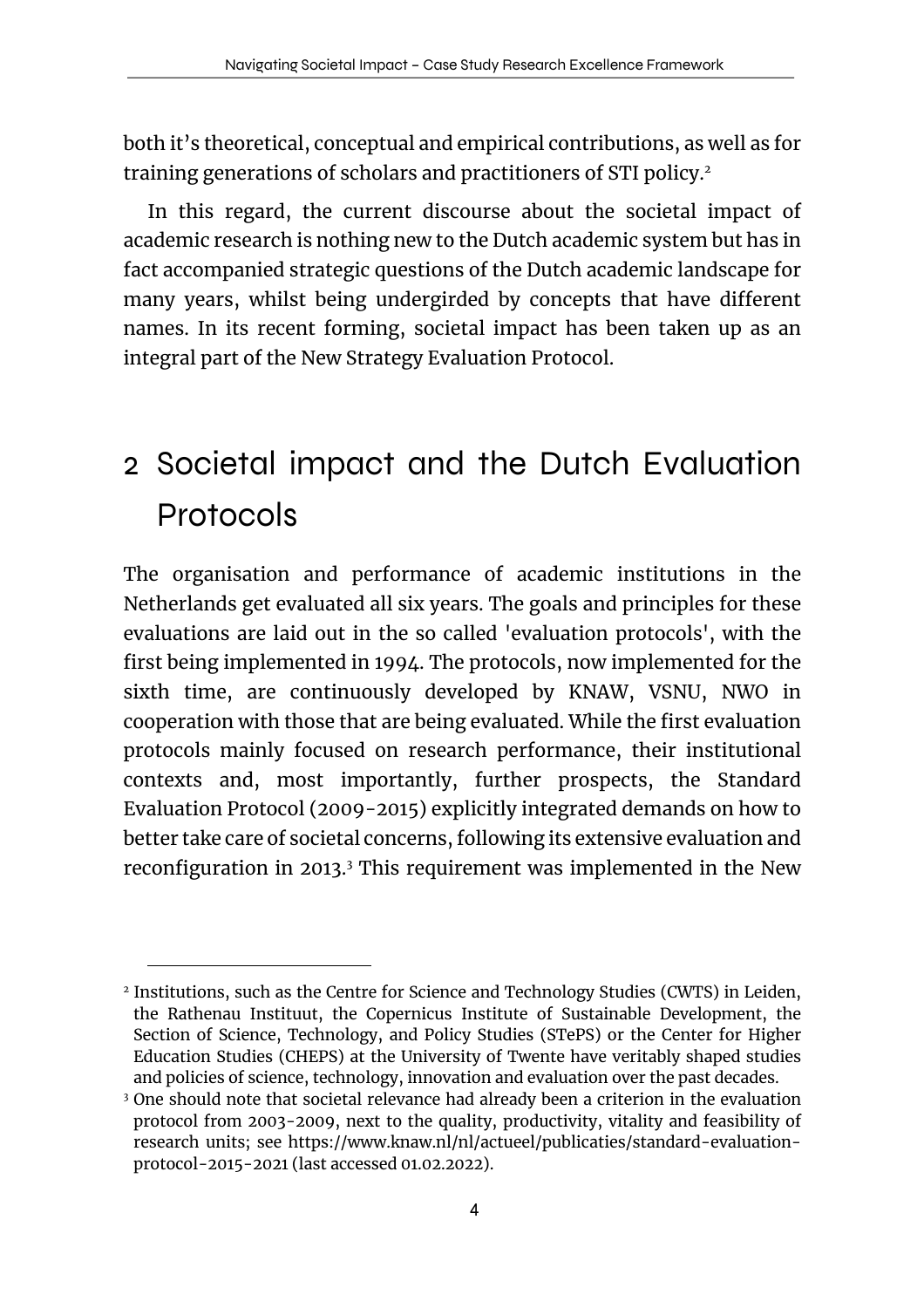both it's theoretical, conceptual and empirical contributions, as well as for training generations of scholars and practitioners of STI policy.[2]

In this regard, the current discourse about the societal impact of academic research is nothing new to the Dutch academic system but has in fact accompanied strategic questions of the Dutch academic landscape for many years, whilst being undergirded by concepts that have different names. In its recent forming, societal impact has been taken up as an integral part of the New Strategy Evaluation Protocol.

# 2 Societal impact and the Dutch Evaluation Protocols

The organisation and performance of academic institutions in the Netherlands get evaluated all six years. The goals and principles for these evaluations are laid out in the so called 'evaluation protocols', with the first being implemented in 1994. The protocols, now implemented for the sixth time, are continuously developed by KNAW, VSNU, NWO in cooperation with those that are being evaluated. While the first evaluation protocols mainly focused on research performance, their institutional contexts and, most importantly, further prospects, the Standard Evaluation Protocol (2009-2015) explicitly integrated demands on how to better take care of societal concerns, following its extensive evaluation and reconfiguration in 2013.[3] This requirement was implemented in the New

[2] Institutions, such as the Centre for Science and Technology Studies (CWTS) in Leiden, the Rathenau Instituut, the Copernicus Institute of Sustainable Development, the Section of Science, Technology, and Policy Studies (STePS) or the Center for Higher Education Studies (CHEPS) at the University of Twente have veritably shaped studies and policies of science, technology, innovation and evaluation over the past decades.

[3] One should note that societal relevance had already been a criterion in the evaluation protocol from 2003-2009, next to the quality, productivity, vitality and feasibility of research units; see https://www.knaw.nl/nl/actueel/publicaties/standard-evaluation-protocol-2015-2021 (last accessed 01.02.2022).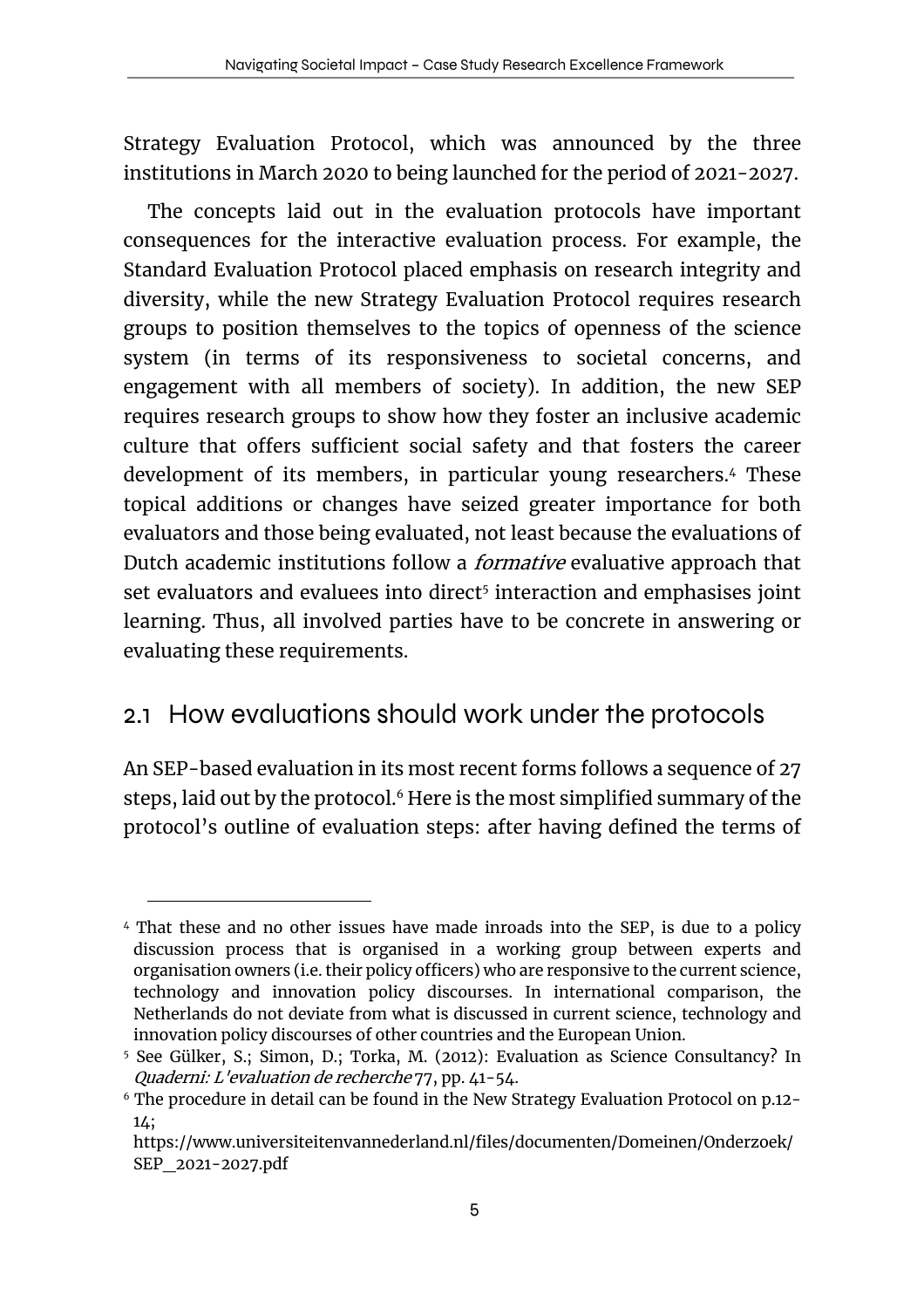Strategy Evaluation Protocol, which was announced by the three institutions in March 2020 to being launched for the period of 2021-2027.

The concepts laid out in the evaluation protocols have important consequences for the interactive evaluation process. For example, the Standard Evaluation Protocol placed emphasis on research integrity and diversity, while the new Strategy Evaluation Protocol requires research groups to position themselves to the topics of openness of the science system (in terms of its responsiveness to societal concerns, and engagement with all members of society). In addition, the new SEP requires research groups to show how they foster an inclusive academic culture that offers sufficient social safety and that fosters the career development of its members, in particular young researchers.[4] These topical additions or changes have seized greater importance for both evaluators and those being evaluated, not least because the evaluations of Dutch academic institutions follow a *formative* evaluative approach that set evaluators and evaluees into direct[5] interaction and emphasises joint learning. Thus, all involved parties have to be concrete in answering or evaluating these requirements.

## 2.1 How evaluations should work under the protocols

An SEP-based evaluation in its most recent forms follows a sequence of 27 steps, laid out by the protocol.[6] Here is the most simplified summary of the protocol's outline of evaluation steps: after having defined the terms of

---

[4] That these and no other issues have made inroads into the SEP, is due to a policy discussion process that is organised in a working group between experts and organisation owners (i.e. their policy officers) who are responsive to the current science, technology and innovation policy discourses. In international comparison, the Netherlands do not deviate from what is discussed in current science, technology and innovation policy discourses of other countries and the European Union.

[5] See Gülker, S.; Simon, D.; Torka, M. (2012): Evaluation as Science Consultancy? In *Quaderni: L'evaluation de recherche* 77, pp. 41-54.

[6] The procedure in detail can be found in the New Strategy Evaluation Protocol on p.12-14; https://www.universiteitenvannederland.nl/files/documenten/Domeinen/Onderzoek/SEP_2021-2027.pdf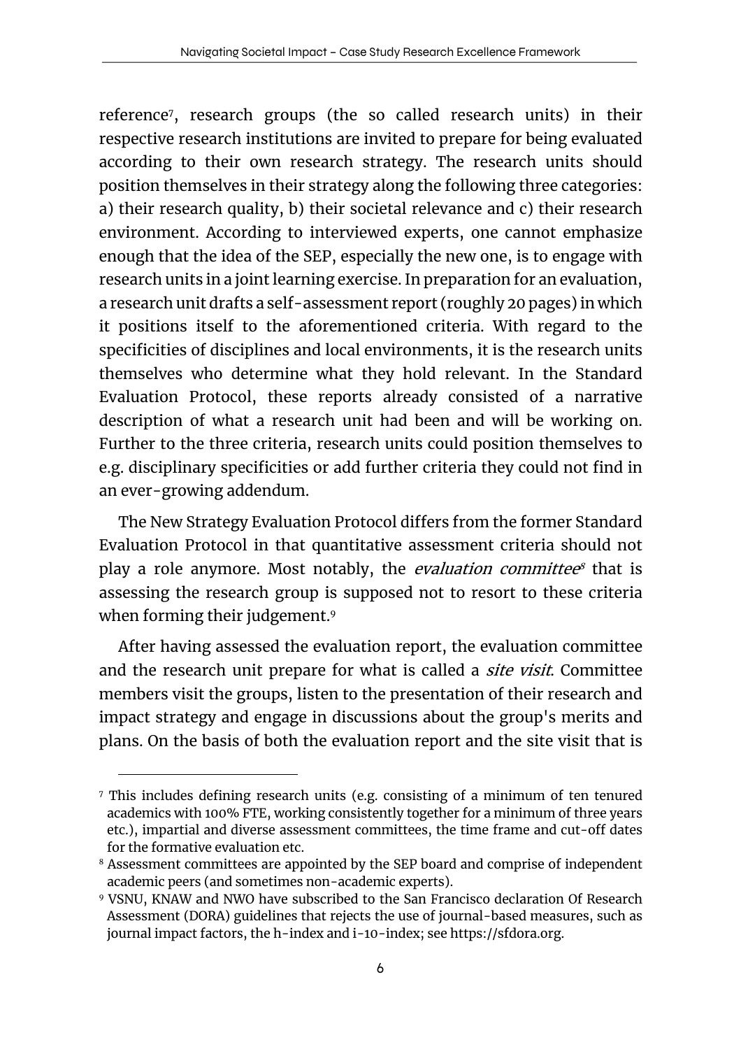reference[7], research groups (the so called research units) in their respective research institutions are invited to prepare for being evaluated according to their own research strategy. The research units should position themselves in their strategy along the following three categories: a) their research quality, b) their societal relevance and c) their research environment. According to interviewed experts, one cannot emphasize enough that the idea of the SEP, especially the new one, is to engage with research units in a joint learning exercise. In preparation for an evaluation, a research unit drafts a self-assessment report (roughly 20 pages) in which it positions itself to the aforementioned criteria. With regard to the specificities of disciplines and local environments, it is the research units themselves who determine what they hold relevant. In the Standard Evaluation Protocol, these reports already consisted of a narrative description of what a research unit had been and will be working on. Further to the three criteria, research units could position themselves to e.g. disciplinary specificities or add further criteria they could not find in an ever-growing addendum.

The New Strategy Evaluation Protocol differs from the former Standard Evaluation Protocol in that quantitative assessment criteria should not play a role anymore. Most notably, the *evaluation committee*[8] that is assessing the research group is supposed not to resort to these criteria when forming their judgement.[9]

After having assessed the evaluation report, the evaluation committee and the research unit prepare for what is called a *site visit*. Committee members visit the groups, listen to the presentation of their research and impact strategy and engage in discussions about the group's merits and plans. On the basis of both the evaluation report and the site visit that is

---

[7] This includes defining research units (e.g. consisting of a minimum of ten tenured academics with 100% FTE, working consistently together for a minimum of three years etc.), impartial and diverse assessment committees, the time frame and cut-off dates for the formative evaluation etc.

[8] Assessment committees are appointed by the SEP board and comprise of independent academic peers (and sometimes non-academic experts).

[9] VSNU, KNAW and NWO have subscribed to the San Francisco declaration Of Research Assessment (DORA) guidelines that rejects the use of journal-based measures, such as journal impact factors, the h-index and i-10-index; see https://sfdora.org.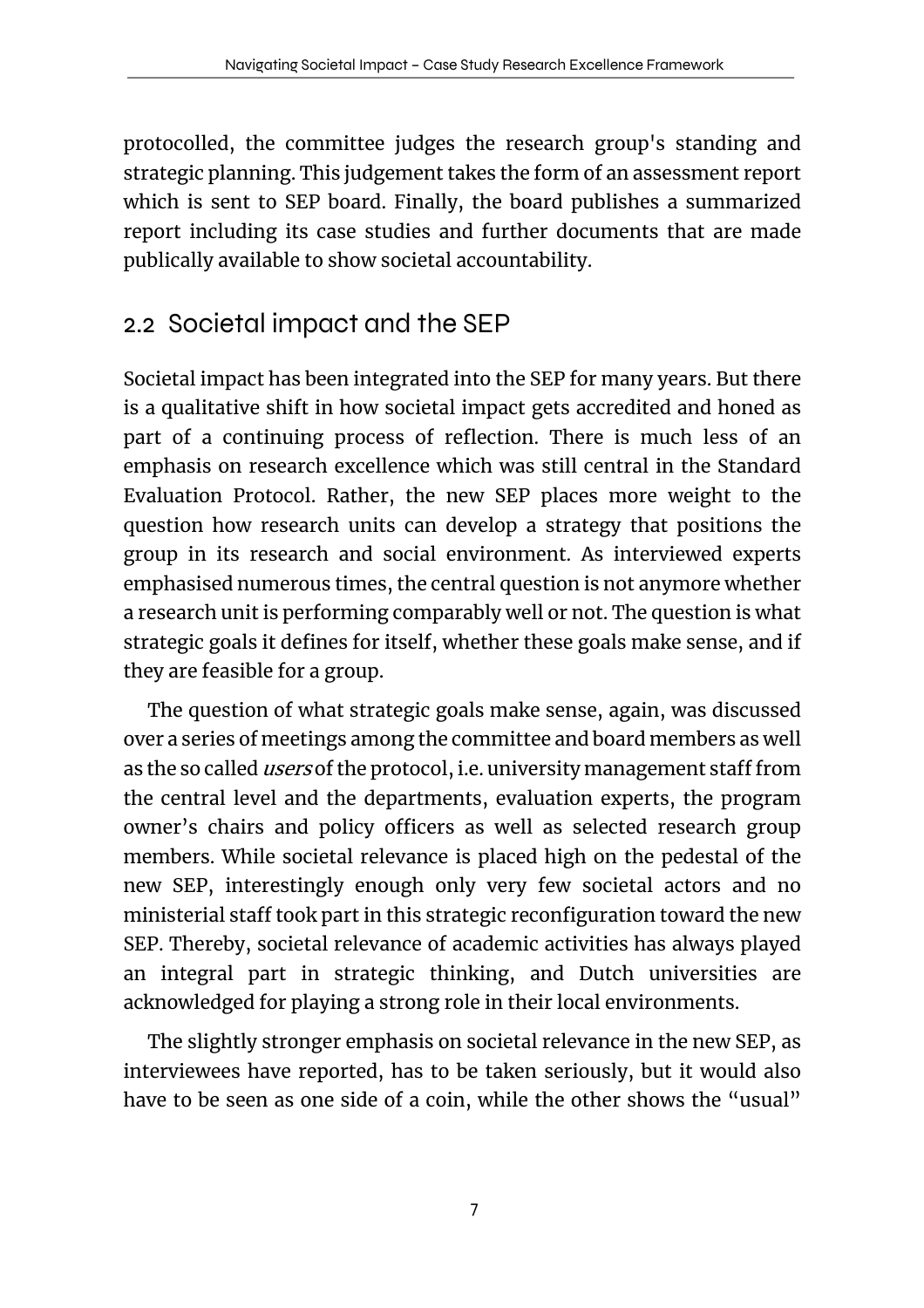protocolled, the committee judges the research group's standing and strategic planning. This judgement takes the form of an assessment report which is sent to SEP board. Finally, the board publishes a summarized report including its case studies and further documents that are made publically available to show societal accountability.

## 2.2 Societal impact and the SEP

Societal impact has been integrated into the SEP for many years. But there is a qualitative shift in how societal impact gets accredited and honed as part of a continuing process of reflection. There is much less of an emphasis on research excellence which was still central in the Standard Evaluation Protocol. Rather, the new SEP places more weight to the question how research units can develop a strategy that positions the group in its research and social environment. As interviewed experts emphasised numerous times, the central question is not anymore whether a research unit is performing comparably well or not. The question is what strategic goals it defines for itself, whether these goals make sense, and if they are feasible for a group.

The question of what strategic goals make sense, again, was discussed over a series of meetings among the committee and board members as well as the so called *users* of the protocol, i.e. university management staff from the central level and the departments, evaluation experts, the program owner's chairs and policy officers as well as selected research group members. While societal relevance is placed high on the pedestal of the new SEP, interestingly enough only very few societal actors and no ministerial staff took part in this strategic reconfiguration toward the new SEP. Thereby, societal relevance of academic activities has always played an integral part in strategic thinking, and Dutch universities are acknowledged for playing a strong role in their local environments.

The slightly stronger emphasis on societal relevance in the new SEP, as interviewees have reported, has to be taken seriously, but it would also have to be seen as one side of a coin, while the other shows the "usual"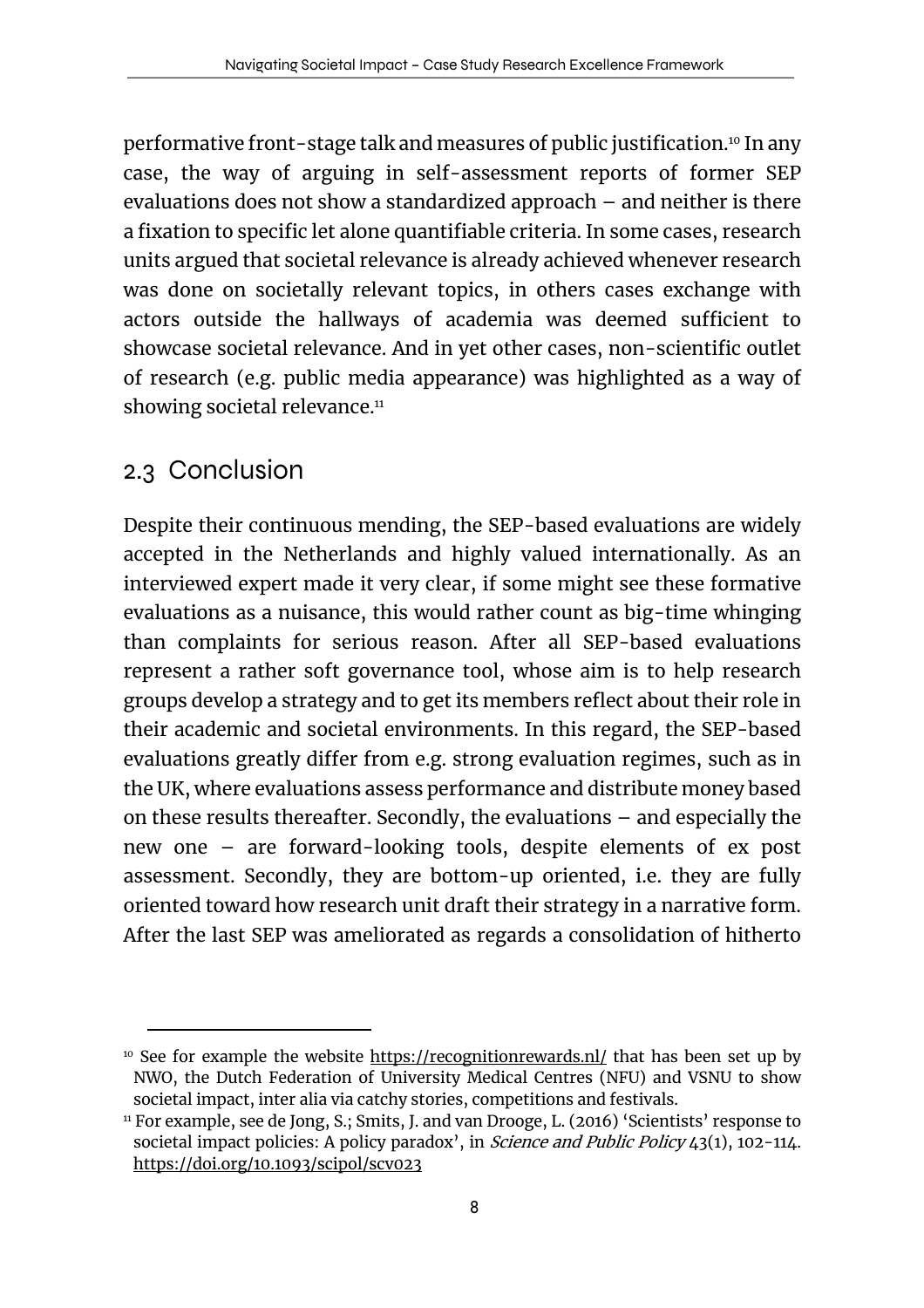performative front-stage talk and measures of public justification.[10] In any case, the way of arguing in self-assessment reports of former SEP evaluations does not show a standardized approach – and neither is there a fixation to specific let alone quantifiable criteria. In some cases, research units argued that societal relevance is already achieved whenever research was done on societally relevant topics, in others cases exchange with actors outside the hallways of academia was deemed sufficient to showcase societal relevance. And in yet other cases, non-scientific outlet of research (e.g. public media appearance) was highlighted as a way of showing societal relevance.[11]

## 2.3 Conclusion

Despite their continuous mending, the SEP-based evaluations are widely accepted in the Netherlands and highly valued internationally. As an interviewed expert made it very clear, if some might see these formative evaluations as a nuisance, this would rather count as big-time whinging than complaints for serious reason. After all SEP-based evaluations represent a rather soft governance tool, whose aim is to help research groups develop a strategy and to get its members reflect about their role in their academic and societal environments. In this regard, the SEP-based evaluations greatly differ from e.g. strong evaluation regimes, such as in the UK, where evaluations assess performance and distribute money based on these results thereafter. Secondly, the evaluations – and especially the new one – are forward-looking tools, despite elements of ex post assessment. Secondly, they are bottom-up oriented, i.e. they are fully oriented toward how research unit draft their strategy in a narrative form. After the last SEP was ameliorated as regards a consolidation of hitherto

---

[10] See for example the website https://recognitionrewards.nl/ that has been set up by NWO, the Dutch Federation of University Medical Centres (NFU) and VSNU to show societal impact, inter alia via catchy stories, competitions and festivals.

[11] For example, see de Jong, S.; Smits, J. and van Drooge, L. (2016) 'Scientists' response to societal impact policies: A policy paradox', in *Science and Public Policy* 43(1), 102-114. https://doi.org/10.1093/scipol/scv023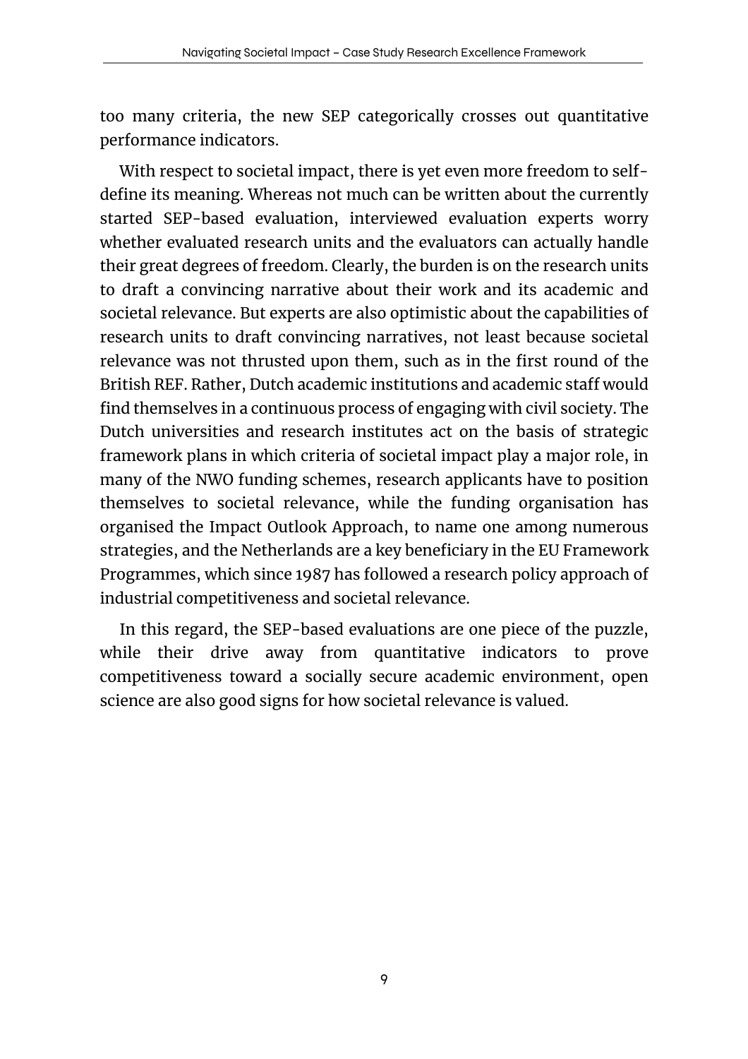too many criteria, the new SEP categorically crosses out quantitative performance indicators.

With respect to societal impact, there is yet even more freedom to self-define its meaning. Whereas not much can be written about the currently started SEP-based evaluation, interviewed evaluation experts worry whether evaluated research units and the evaluators can actually handle their great degrees of freedom. Clearly, the burden is on the research units to draft a convincing narrative about their work and its academic and societal relevance. But experts are also optimistic about the capabilities of research units to draft convincing narratives, not least because societal relevance was not thrusted upon them, such as in the first round of the British REF. Rather, Dutch academic institutions and academic staff would find themselves in a continuous process of engaging with civil society. The Dutch universities and research institutes act on the basis of strategic framework plans in which criteria of societal impact play a major role, in many of the NWO funding schemes, research applicants have to position themselves to societal relevance, while the funding organisation has organised the Impact Outlook Approach, to name one among numerous strategies, and the Netherlands are a key beneficiary in the EU Framework Programmes, which since 1987 has followed a research policy approach of industrial competitiveness and societal relevance.

In this regard, the SEP-based evaluations are one piece of the puzzle, while their drive away from quantitative indicators to prove competitiveness toward a socially secure academic environment, open science are also good signs for how societal relevance is valued.